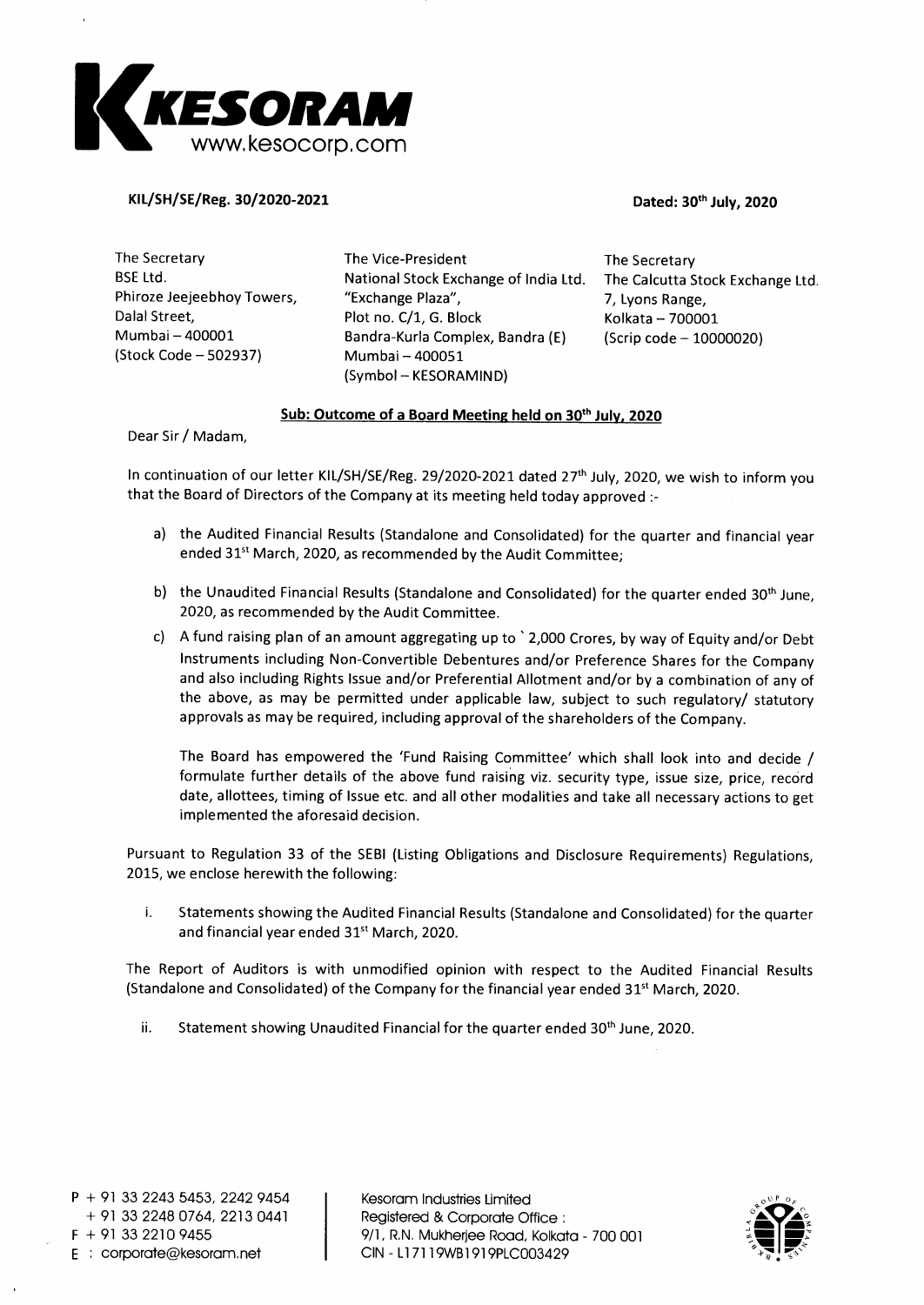**KESORAM**
www.kesocorp.com

**KIL/SH/SE/Reg. 30/2020-2021** **Dated: 30th July, 2020**

| | | |
|---|---|---|
| The Secretary | The Vice-President | The Secretary |
| BSE Ltd. | National Stock Exchange of India Ltd. | The Calcutta Stock Exchange Ltd. |
| Phiroze Jeejeebhoy Towers, | "Exchange Plaza", | 7, Lyons Range, |
| Dalal Street, | Plot no. C/1, G. Block | Kolkata – 700001 |
| Mumbai – 400001 | Bandra-Kurla Complex, Bandra (E) | (Scrip code – 10000020) |
| (Stock Code – 502937) | Mumbai – 400051 | |
| | (Symbol – KESORAMIND) | |

**Sub: Outcome of a Board Meeting held on 30th July, 2020**

Dear Sir / Madam,

In continuation of our letter KIL/SH/SE/Reg. 29/2020-2021 dated 27th July, 2020, we wish to inform you that the Board of Directors of the Company at its meeting held today approved :-

a) the Audited Financial Results (Standalone and Consolidated) for the quarter and financial year ended 31st March, 2020, as recommended by the Audit Committee;

b) the Unaudited Financial Results (Standalone and Consolidated) for the quarter ended 30th June, 2020, as recommended by the Audit Committee.

c) A fund raising plan of an amount aggregating up to ` 2,000 Crores, by way of Equity and/or Debt Instruments including Non-Convertible Debentures and/or Preference Shares for the Company and also including Rights Issue and/or Preferential Allotment and/or by a combination of any of the above, as may be permitted under applicable law, subject to such regulatory/ statutory approvals as may be required, including approval of the shareholders of the Company.

The Board has empowered the 'Fund Raising Committee' which shall look into and decide / formulate further details of the above fund raising viz. security type, issue size, price, record date, allottees, timing of Issue etc. and all other modalities and take all necessary actions to get implemented the aforesaid decision.

Pursuant to Regulation 33 of the SEBI (Listing Obligations and Disclosure Requirements) Regulations, 2015, we enclose herewith the following:

i. Statements showing the Audited Financial Results (Standalone and Consolidated) for the quarter and financial year ended 31st March, 2020.

The Report of Auditors is with unmodified opinion with respect to the Audited Financial Results (Standalone and Consolidated) of the Company for the financial year ended 31st March, 2020.

ii. Statement showing Unaudited Financial for the quarter ended 30th June, 2020.

P + 91 33 2243 5453, 2242 9454
+ 91 33 2248 0764, 2213 0441
F + 91 33 2210 9455
E : corporate@kesoram.net

Kesoram Industries Limited
Registered & Corporate Office :
9/1, R.N. Mukherjee Road, Kolkata - 700 001
CIN - L17119WB1919PLC003429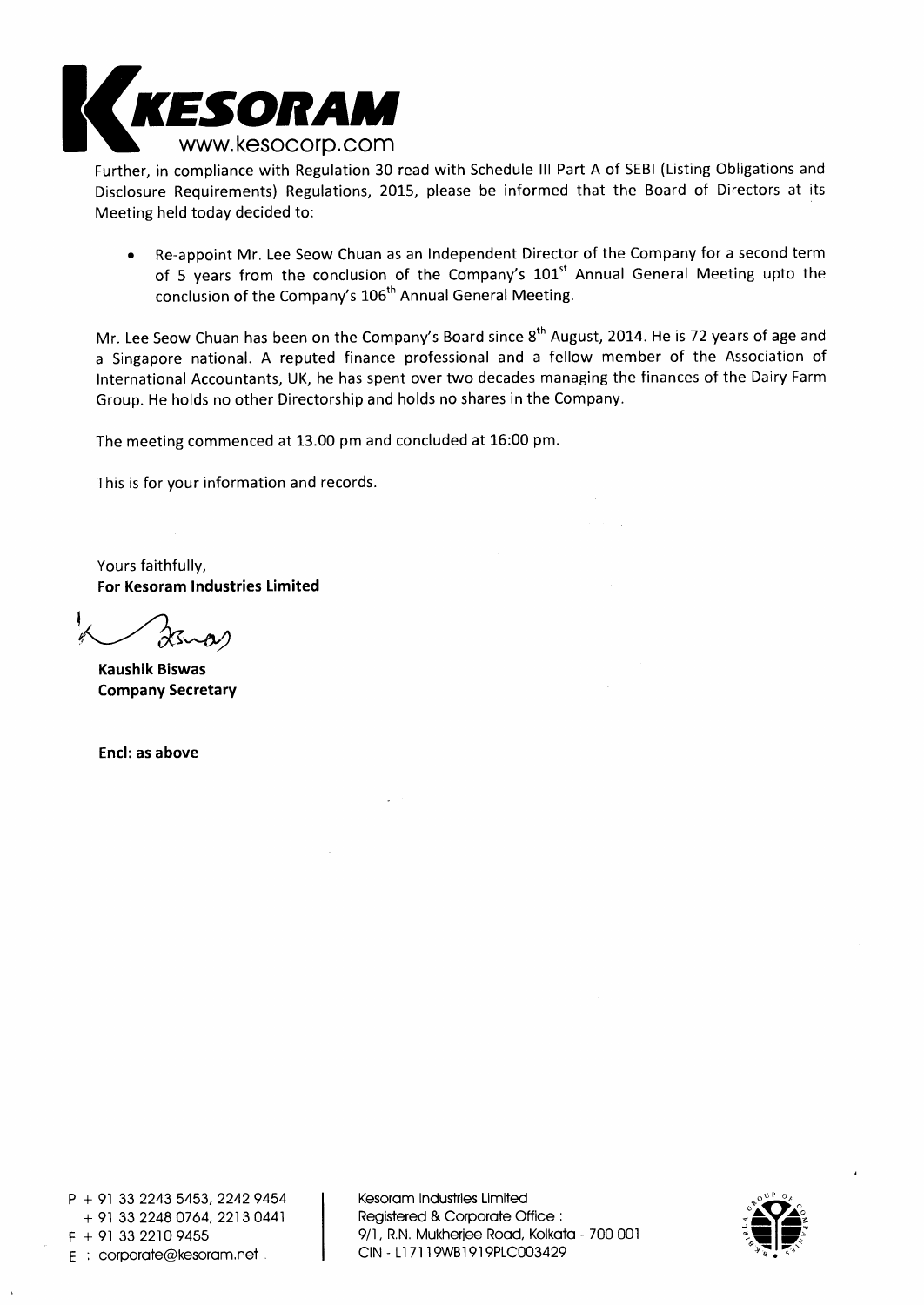Further, in compliance with Regulation 30 read with Schedule III Part A of SEBI (Listing Obligations and Disclosure Requirements) Regulations, 2015, please be informed that the Board of Directors at its Meeting held today decided to:

- Re-appoint Mr. Lee Seow Chuan as an Independent Director of the Company for a second term of 5 years from the conclusion of the Company's 101st Annual General Meeting upto the conclusion of the Company's 106th Annual General Meeting.

Mr. Lee Seow Chuan has been on the Company's Board since 8th August, 2014. He is 72 years of age and a Singapore national. A reputed finance professional and a fellow member of the Association of International Accountants, UK, he has spent over two decades managing the finances of the Dairy Farm Group. He holds no other Directorship and holds no shares in the Company.

The meeting commenced at 13.00 pm and concluded at 16:00 pm.

This is for your information and records.

Yours faithfully,
**For Kesoram Industries Limited**

**Kaushik Biswas**
**Company Secretary**

**Encl: as above**

P + 91 33 2243 5453, 2242 9454
+ 91 33 2248 0764, 2213 0441
F + 91 33 2210 9455
E : corporate@kesoram.net

Kesoram Industries Limited
Registered & Corporate Office :
9/1, R.N. Mukherjee Road, Kolkata - 700 001
CIN - L17119WB1919PLC003429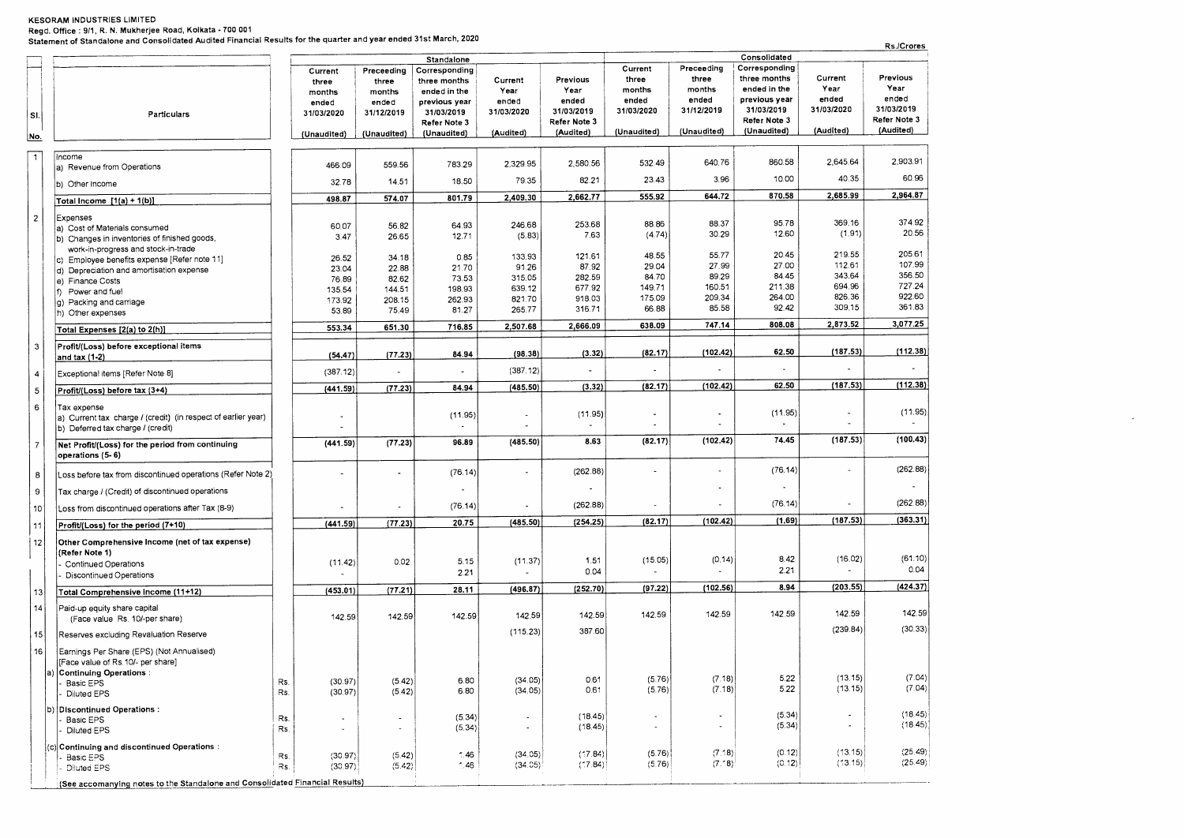**KESORAM INDUSTRIES LIMITED**
**Regd. Office : 9/1, R. N. Mukherjee Road, Kolkata - 700 001**
**Statement of Standalone and Consolidated Audited Financial Results for the quarter and year ended 31st March, 2020**

Rs./Crores

| Sl. No. | Particulars | | Standalone | | | | | Consolidated | | | | |
|---|---|---|---|---|---|---|---|---|---|---|---|---|
| | | | Current three months ended 31/03/2020 (Unaudited) | Preceeding three months ended 31/12/2019 (Unaudited) | Corresponding three months ended in the previous year 31/03/2019 Refer Note 3 (Unaudited) | Current Year ended 31/03/2020 (Audited) | Previous Year ended 31/03/2019 Refer Note 3 (Audited) | Current three months ended 31/03/2020 (Unaudited) | Preceeding three months ended 31/12/2019 (Unaudited) | Corresponding three months ended in the previous year 31/03/2019 Refer Note 3 (Unaudited) | Current Year ended 31/03/2020 (Audited) | Previous Year ended 31/03/2019 Refer Note 3 (Audited) |
| 1 | Income | | | | | | | | | | | |
| | a) Revenue from Operations | | 466.09 | 559.56 | 783.29 | 2,329.95 | 2,580.56 | 532.49 | 640.76 | 860.58 | 2,645.64 | 2,903.91 |
| | b) Other Income | | 32.78 | 14.51 | 18.50 | 79.35 | 82.21 | 23.43 | 3.96 | 10.00 | 40.35 | 60.96 |
| | **Total Income [1(a) + 1(b)]** | | **498.87** | **574.07** | **801.79** | **2,409.30** | **2,662.77** | **555.92** | **644.72** | **870.58** | **2,685.99** | **2,964.87** |
| 2 | Expenses | | | | | | | | | | | |
| | a) Cost of Materials consumed | | 60.07 | 56.82 | 64.93 | 246.68 | 253.68 | 88.86 | 88.37 | 95.78 | 369.16 | 374.92 |
| | b) Changes in inventories of finished goods, work-in-progress and stock-in-trade | | 3.47 | 26.65 | 12.71 | (5.83) | 7.63 | (4.74) | 30.29 | 12.60 | (1.91) | 20.56 |
| | c) Employee benefits expense [Refer note 11] | | 26.52 | 34.18 | 0.85 | 133.93 | 121.61 | 48.55 | 55.77 | 20.45 | 219.55 | 205.61 |
| | d) Depreciation and amortisation expense | | 23.04 | 22.88 | 21.70 | 91.26 | 87.92 | 29.04 | 27.99 | 27.00 | 112.61 | 107.99 |
| | e) Finance Costs | | 76.89 | 82.62 | 73.53 | 315.05 | 282.59 | 84.70 | 89.29 | 84.45 | 343.64 | 356.50 |
| | f) Power and fuel | | 135.54 | 144.51 | 198.93 | 639.12 | 677.92 | 149.71 | 160.51 | 211.38 | 694.96 | 727.24 |
| | g) Packing and carriage | | 173.92 | 208.15 | 262.93 | 821.70 | 918.03 | 175.09 | 209.34 | 264.00 | 826.36 | 922.60 |
| | h) Other expenses | | 53.89 | 75.49 | 81.27 | 265.77 | 316.71 | 66.88 | 85.58 | 92.42 | 309.15 | 361.83 |
| | **Total Expenses [2(a) to 2(h)]** | | **553.34** | **651.30** | **716.85** | **2,507.68** | **2,666.09** | **638.09** | **747.14** | **808.08** | **2,873.52** | **3,077.25** |
| 3 | **Profit/(Loss) before exceptional items and tax (1-2)** | | **(54.47)** | **(77.23)** | **84.94** | **(98.38)** | **(3.32)** | **(82.17)** | **(102.42)** | **62.50** | **(187.53)** | **(112.38)** |
| 4 | Exceptional items [Refer Note 8] | | (387.12) | - | - | (387.12) | - | - | - | - | - | - |
| 5 | **Profit/(Loss) before tax (3+4)** | | **(441.59)** | **(77.23)** | **84.94** | **(485.50)** | **(3.32)** | **(82.17)** | **(102.42)** | **62.50** | **(187.53)** | **(112.38)** |
| 6 | Tax expense | | | | | | | | | | | |
| | a) Current tax charge / (credit) (in respect of earlier year) | | - | | (11.95) | - | (11.95) | - | - | (11.95) | - | (11.95) |
| | b) Deferred tax charge / (credit) | | - | | - | - | - | - | - | - | - | - |
| 7 | **Net Profit/(Loss) for the period from continuing operations (5- 6)** | | **(441.59)** | **(77.23)** | **96.89** | **(485.50)** | **8.63** | **(82.17)** | **(102.42)** | **74.45** | **(187.53)** | **(100.43)** |
| 8 | Loss before tax from discontinued operations (Refer Note 2) | | - | - | (76.14) | - | (262.88) | - | - | (76.14) | - | (262.88) |
| 9 | Tax charge / (Credit) of discontinued operations | | | | - | | - | | - | - | | - |
| 10 | Loss from discontinued operations after Tax (8-9) | | - | - | (76.14) | - | (262.88) | - | - | (76.14) | - | (262.88) |
| 11 | **Profit/(Loss) for the period (7+10)** | | **(441.59)** | **(77.23)** | **20.75** | **(485.50)** | **(254.25)** | **(82.17)** | **(102.42)** | **(1.69)** | **(187.53)** | **(363.31)** |
| 12 | **Other Comprehensive Income (net of tax expense) (Refer Note 1)** | | | | | | | | | | | |
| | - Continued Operations | | (11.42) | 0.02 | 5.15 | (11.37) | 1.51 | (15.05) | (0.14) | 8.42 | (16.02) | (61.10) |
| | - Discontinued Operations | | - | | 2.21 | - | 0.04 | - | - | 2.21 | - | 0.04 |
| 13 | **Total Comprehensive Income (11+12)** | | **(453.01)** | **(77.21)** | **28.11** | **(496.87)** | **(252.70)** | **(97.22)** | **(102.56)** | **8.94** | **(203.55)** | **(424.37)** |
| 14 | Paid-up equity share capital (Face value Rs. 10/-per share) | | 142.59 | 142.59 | 142.59 | 142.59 | 142.59 | 142.59 | 142.59 | 142.59 | 142.59 | 142.59 |
| 15 | Reserves excluding Revaluation Reserve | | | | | (115.23) | 387.60 | | | | (239.84) | (30.33) |
| 16 | Earnings Per Share (EPS) (Not Annualised) [Face value of Rs.10/- per share] | | | | | | | | | | | |
| | a) **Continuing Operations :** | | | | | | | | | | | |
| | - Basic EPS | Rs. | (30.97) | (5.42) | 6.80 | (34.05) | 0.61 | (5.76) | (7.18) | 5.22 | (13.15) | (7.04) |
| | - Diluted EPS | Rs. | (30.97) | (5.42) | 6.80 | (34.05) | 0.61 | (5.76) | (7.18) | 5.22 | (13.15) | (7.04) |
| | b) **Discontinued Operations :** | | | | | | | | | | | |
| | - Basic EPS | Rs. | - | - | (5.34) | - | (18.45) | - | - | (5.34) | - | (18.45) |
| | - Diluted EPS | Rs. | - | - | (5.34) | - | (18.45) | - | - | (5.34) | - | (18.45) |
| | (c) **Continuing and discontinued Operations :** | | | | | | | | | | | |
| | - Basic EPS | Rs. | (30.97) | (5.42) | 1.46 | (34.05) | (17.84) | (5.76) | (7.18) | (0.12) | (13.15) | (25.49) |
| | - Diluted EPS | Rs. | (30.97) | (5.42) | 1.46 | (34.05) | (17.84) | (5.76) | (7.18) | (0.12) | (13.15) | (25.49) |

**(See accomanying notes to the Standalone and Consolidated Financial Results)**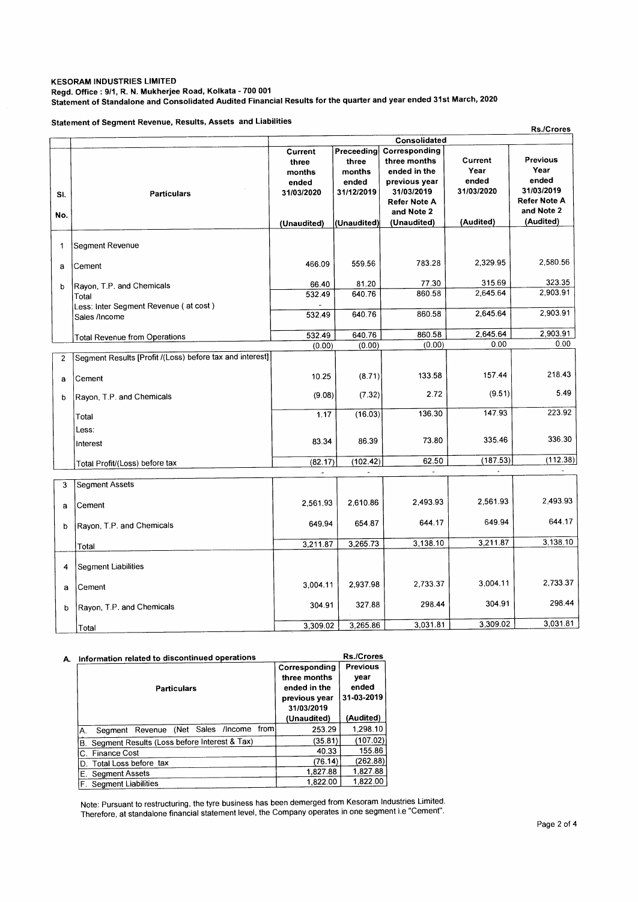**KESORAM INDUSTRIES LIMITED**
**Regd. Office : 9/1, R. N. Mukherjee Road, Kolkata - 700 001**
**Statement of Standalone and Consolidated Audited Financial Results for the quarter and year ended 31st March, 2020**

**Statement of Segment Revenue, Results, Assets and Liabilities**

Rs./Crores

| Sl. No. | Particulars | Consolidated | | | | |
|---|---|---|---|---|---|---|
| | | Current three months ended 31/03/2020 (Unaudited) | Preceeding three months ended 31/12/2019 (Unaudited) | Corresponding three months ended in the previous year 31/03/2019 Refer Note A and Note 2 (Unaudited) | Current Year ended 31/03/2020 (Audited) | Previous Year ended 31/03/2019 Refer Note A and Note 2 (Audited) |
| 1 | Segment Revenue | | | | | |
| a | Cement | 466.09 | 559.56 | 783.28 | 2,329.95 | 2,580.56 |
| b | Rayon, T.P. and Chemicals | 66.40 | 81.20 | 77.30 | 315.69 | 323.35 |
| | Total | 532.49 | 640.76 | 860.58 | 2,645.64 | 2,903.91 |
| | Less: Inter Segment Revenue ( at cost ) | - | | | | |
| | Sales /Income | 532.49 | 640.76 | 860.58 | 2,645.64 | 2,903.91 |
| | Total Revenue from Operations | 532.49 | 640.76 | 860.58 | 2,645.64 | 2,903.91 |
| | | (0.00) | (0.00) | (0.00) | 0.00 | 0.00 |
| 2 | Segment Results [Profit /(Loss) before tax and interest] | | | | | |
| a | Cement | 10.25 | (8.71) | 133.58 | 157.44 | 218.43 |
| b | Rayon, T.P. and Chemicals | (9.08) | (7.32) | 2.72 | (9.51) | 5.49 |
| | Total | 1.17 | (16.03) | 136.30 | 147.93 | 223.92 |
| | Less: | | | | | |
| | Interest | 83.34 | 86.39 | 73.80 | 335.46 | 336.30 |
| | Total Profit/(Loss) before tax | (82.17) | (102.42) | 62.50 | (187.53) | (112.38) |
| | | - | - | - | - | - |
| 3 | Segment Assets | | | | | |
| a | Cement | 2,561.93 | 2,610.86 | 2,493.93 | 2,561.93 | 2,493.93 |
| b | Rayon, T.P. and Chemicals | 649.94 | 654.87 | 644.17 | 649.94 | 644.17 |
| | Total | 3,211.87 | 3,265.73 | 3,138.10 | 3,211.87 | 3,138.10 |
| 4 | Segment Liabilities | | | | | |
| a | Cement | 3,004.11 | 2,937.98 | 2,733.37 | 3,004.11 | 2,733.37 |
| b | Rayon, T.P. and Chemicals | 304.91 | 327.88 | 298.44 | 304.91 | 298.44 |
| | Total | 3,309.02 | 3,265.86 | 3,031.81 | 3,309.02 | 3,031.81 |

**A. Information related to discontinued operations**

Rs./Crores

| Particulars | Corresponding three months ended in the previous year 31/03/2019 (Unaudited) | Previous year ended 31-03-2019 (Audited) |
|---|---|---|
| A. Segment Revenue (Net Sales /Income from | 253.29 | 1,298.10 |
| B. Segment Results (Loss before Interest & Tax) | (35.81) | (107.02) |
| C. Finance Cost | 40.33 | 155.86 |
| D. Total Loss before tax | (76.14) | (262.88) |
| E. Segment Assets | 1,827.88 | 1,827.88 |
| F. Segment Liabilities | 1,822.00 | 1,822.00 |

Note: Pursuant to restructuring, the tyre business has been demerged from Kesoram Industries Limited. Therefore, at standalone financial statement level, the Company operates in one segment i.e "Cement".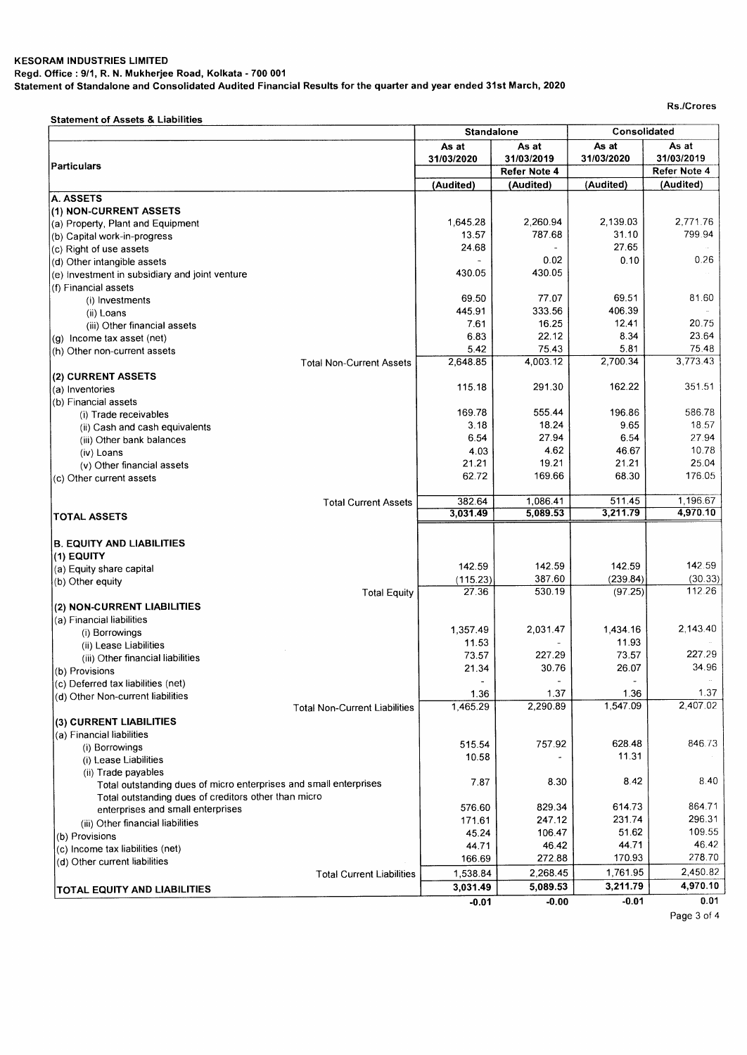**KESORAM INDUSTRIES LIMITED**
**Regd. Office : 9/1, R. N. Mukherjee Road, Kolkata - 700 001**
**Statement of Standalone and Consolidated Audited Financial Results for the quarter and year ended 31st March, 2020**

Rs./Crores

**Statement of Assets & Liabilities**

| Particulars | Standalone | | Consolidated | |
|---|---|---|---|---|
| | As at 31/03/2020 | As at 31/03/2019 Refer Note 4 | As at 31/03/2020 | As at 31/03/2019 Refer Note 4 |
| | (Audited) | (Audited) | (Audited) | (Audited) |
| **A. ASSETS** | | | | |
| **(1) NON-CURRENT ASSETS** | | | | |
| (a) Property, Plant and Equipment | 1,645.28 | 2,260.94 | 2,139.03 | 2,771.76 |
| (b) Capital work-in-progress | 13.57 | 787.68 | 31.10 | 799.94 |
| (c) Right of use assets | 24.68 | - | 27.65 | |
| (d) Other intangible assets | - | 0.02 | 0.10 | 0.26 |
| (e) Investment in subsidiary and joint venture | 430.05 | 430.05 | | |
| (f) Financial assets | | | | |
| (i) Investments | 69.50 | 77.07 | 69.51 | 81.60 |
| (ii) Loans | 445.91 | 333.56 | 406.39 | - |
| (iii) Other financial assets | 7.61 | 16.25 | 12.41 | 20.75 |
| (g) Income tax asset (net) | 6.83 | 22.12 | 8.34 | 23.64 |
| (h) Other non-current assets | 5.42 | 75.43 | 5.81 | 75.48 |
| Total Non-Current Assets | 2,648.85 | 4,003.12 | 2,700.34 | 3,773.43 |
| **(2) CURRENT ASSETS** | | | | |
| (a) Inventories | 115.18 | 291.30 | 162.22 | 351.51 |
| (b) Financial assets | | | | |
| (i) Trade receivables | 169.78 | 555.44 | 196.86 | 586.78 |
| (ii) Cash and cash equivalents | 3.18 | 18.24 | 9.65 | 18.57 |
| (iii) Other bank balances | 6.54 | 27.94 | 6.54 | 27.94 |
| (iv) Loans | 4.03 | 4.62 | 46.67 | 10.78 |
| (v) Other financial assets | 21.21 | 19.21 | 21.21 | 25.04 |
| (c) Other current assets | 62.72 | 169.66 | 68.30 | 176.05 |
| Total Current Assets | 382.64 | 1,086.41 | 511.45 | 1,196.67 |
| **TOTAL ASSETS** | 3,031.49 | 5,089.53 | 3,211.79 | 4,970.10 |
| **B. EQUITY AND LIABILITIES** | | | | |
| **(1) EQUITY** | | | | |
| (a) Equity share capital | 142.59 | 142.59 | 142.59 | 142.59 |
| (b) Other equity | (115.23) | 387.60 | (239.84) | (30.33) |
| Total Equity | 27.36 | 530.19 | (97.25) | 112.26 |
| **(2) NON-CURRENT LIABILITIES** | | | | |
| (a) Financial liabilities | | | | |
| (i) Borrowings | 1,357.49 | 2,031.47 | 1,434.16 | 2,143.40 |
| (ii) Lease Liabilities | 11.53 | - | 11.93 | |
| (iii) Other financial liabilities | 73.57 | 227.29 | 73.57 | 227.29 |
| (b) Provisions | 21.34 | 30.76 | 26.07 | 34.96 |
| (c) Deferred tax liabilities (net) | - | - | - | |
| (d) Other Non-current liabilities | 1.36 | 1.37 | 1.36 | 1.37 |
| Total Non-Current Liabilities | 1,465.29 | 2,290.89 | 1,547.09 | 2,407.02 |
| **(3) CURRENT LIABILITIES** | | | | |
| (a) Financial liabilities | | | | |
| (i) Borrowings | 515.54 | 757.92 | 628.48 | 846.73 |
| (i) Lease Liabilities | 10.58 | - | 11.31 | |
| (ii) Trade payables | | | | |
| Total outstanding dues of micro enterprises and small enterprises | 7.87 | 8.30 | 8.42 | 8.40 |
| Total outstanding dues of creditors other than micro enterprises and small enterprises | 576.60 | 829.34 | 614.73 | 864.71 |
| (iii) Other financial liabilities | 171.61 | 247.12 | 231.74 | 296.31 |
| (b) Provisions | 45.24 | 106.47 | 51.62 | 109.55 |
| (c) Income tax liabilities (net) | 44.71 | 46.42 | 44.71 | 46.42 |
| (d) Other current liabilities | 166.69 | 272.88 | 170.93 | 278.70 |
| Total Current Liabilities | 1,538.84 | 2,268.45 | 1,761.95 | 2,450.82 |
| **TOTAL EQUITY AND LIABILITIES** | 3,031.49 | 5,089.53 | 3,211.79 | 4,970.10 |
| | -0.01 | -0.00 | -0.01 | 0.01 |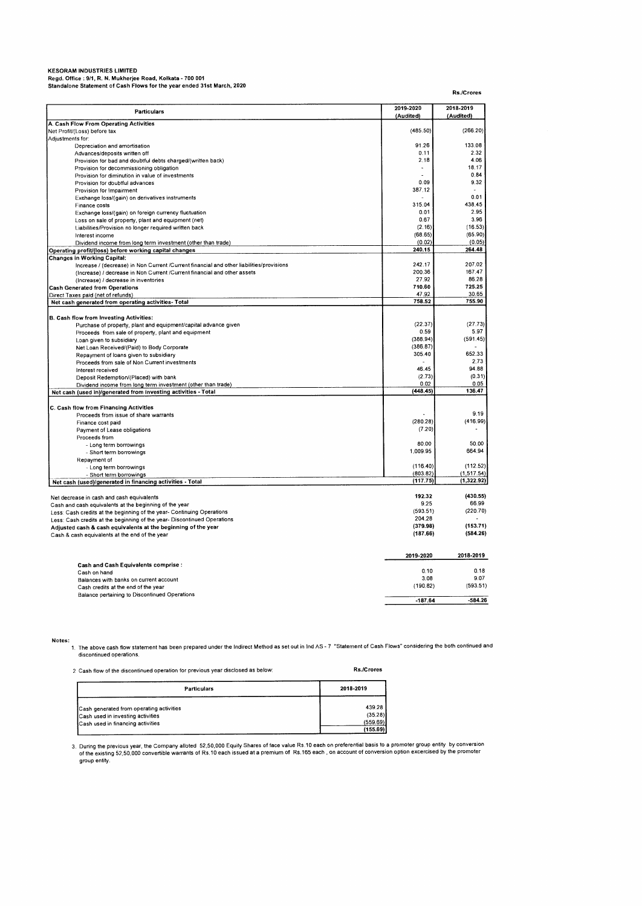**KESORAM INDUSTRIES LIMITED**
**Regd. Office : 9/1, R. N. Mukherjee Road, Kolkata - 700 001**
**Standalone Statement of Cash Flows for the year ended 31st March, 2020**

Rs./Crores

| Particulars | 2019-2020 (Audited) | 2018-2019 (Audited) |
|---|---|---|
| **A. Cash Flow From Operating Activities** | | |
| Net Profit/(Loss) before tax | (485.50) | (266.20) |
| Adjustments for: | | |
| Depreciation and amortisation | 91.26 | 133.08 |
| Advances/deposits written off | 0.11 | 2.32 |
| Provision for bad and doubtful debts charged/(written back) | 2.18 | 4.06 |
| Provision for decommissioning obligation | - | 18.17 |
| Provision for diminution in value of investments | - | 0.84 |
| Provision for doubtful advances | 0.09 | 9.32 |
| Provision for Impairment | 387.12 | - |
| Exchange loss/(gain) on derivatives instruments | - | 0.01 |
| Finance costs | 315.04 | 438.45 |
| Exchange loss/(gain) on foreign currency fluctuation | 0.01 | 2.95 |
| Loss on sale of property, plant and equipment (net) | 0.67 | 3.96 |
| Liabilities/Provision no longer required written back | (2.16) | (16.53) |
| Interest income | (68.65) | (65.90) |
| Dividend income from long term investment (other than trade) | (0.02) | (0.05) |
| **Operating profit/(loss) before working capital changes** | **240.15** | **264.48** |
| **Changes in Working Capital:** | | |
| Increase / (decrease) in Non Current /Current financial and other liabilities/provisions | 242.17 | 207.02 |
| (Increase) / decrease in Non Current /Current financial and other assets | 200.36 | 167.47 |
| (Increase) / decrease in inventories | 27.92 | 86.28 |
| **Cash Generated from Operations** | **710.60** | **725.25** |
| Direct Taxes paid (net of refunds) | 47.92 | 30.65 |
| **Net cash generated from operating activities- Total** | **758.52** | **755.90** |
| | | |
| **B. Cash flow from Investing Activities:** | | |
| Purchase of property, plant and equipment/capital advance given | (22.37) | (27.73) |
| Proceeds from sale of property, plant and equipment | 0.59 | 5.97 |
| Loan given to subsidiary | (388.94) | (591.45) |
| Net Loan Received/(Paid) to Body Corporate | (386.87) | - |
| Repayment of loans given to subsidiary | 305.40 | 652.33 |
| Proceeds from sale of Non Current investments | - | 2.73 |
| Interest received | 46.45 | 94.88 |
| Deposit Redemption/(Placed) with bank | (2.73) | (0.31) |
| Dividend income from long term investment (other than trade) | 0.02 | 0.05 |
| **Net cash (used in)/generated from investing activities - Total** | **(448.45)** | **136.47** |
| | | |
| **C. Cash flow from Financing Activities** | | |
| Proceeds from issue of share warrants | - | 9.19 |
| Finance cost paid | (280.28) | (416.99) |
| Payment of Lease obligations | (7.20) | - |
| Proceeds from | | |
| - Long term borrowings | 80.00 | 50.00 |
| - Short term borrowings | 1,009.95 | 664.94 |
| Repayment of | | |
| - Long term borrowings | (116.40) | (112.52) |
| - Short term borrowings | (803.82) | (1,517.54) |
| **Net cash (used)/generated in financing activities - Total** | **(117.75)** | **(1,322.92)** |
| | | |
| Net decrease in cash and cash equivalents | 192.32 | (430.55) |
| Cash and cash equivalents at the beginning of the year | 9.25 | 66.99 |
| Less: Cash credits at the beginning of the year- Continuing Operations | (593.51) | (220.70) |
| Less: Cash credits at the beginning of the year- Discontinued Operations | 204.28 | - |
| **Adjusted cash & cash equivalents at the beginning of the year** | **(379.98)** | **(153.71)** |
| Cash & cash equivalents at the end of the year | (187.66) | (584.26) |

| | 2019-2020 | 2018-2019 |
|---|---|---|
| **Cash and Cash Equivalents comprise :** | | |
| Cash on hand | 0.10 | 0.18 |
| Balances with banks on current account | 3.08 | 9.07 |
| Cash credits at the end of the year | (190.82) | (593.51) |
| Balance pertaining to Discontinued Operations | | |
| | -187.64 | -584.26 |

Notes:

1. The above cash flow statement has been prepared under the Indirect Method as set out in Ind AS - 7 "Statement of Cash Flows" considering the both continued and discontinued operations.

2. Cash flow of the discontinued operation for previous year disclosed as below:

Rs./Crores

| Particulars | 2018-2019 |
|---|---|
| Cash generated from operating activities | 439.28 |
| Cash used in investing activities | (35.28) |
| Cash used in financing activities | (559.69) |
| | (155.69) |

3. During the previous year, the Company alloted 52,50,000 Equity Shares of face value Rs.10 each on preferential basis to a promoter group entity by conversion of the existing 52,50,000 convertible warrants of Rs.10 each issued at a premium of Rs.165 each , on account of conversion option excercised by the promoter group entity.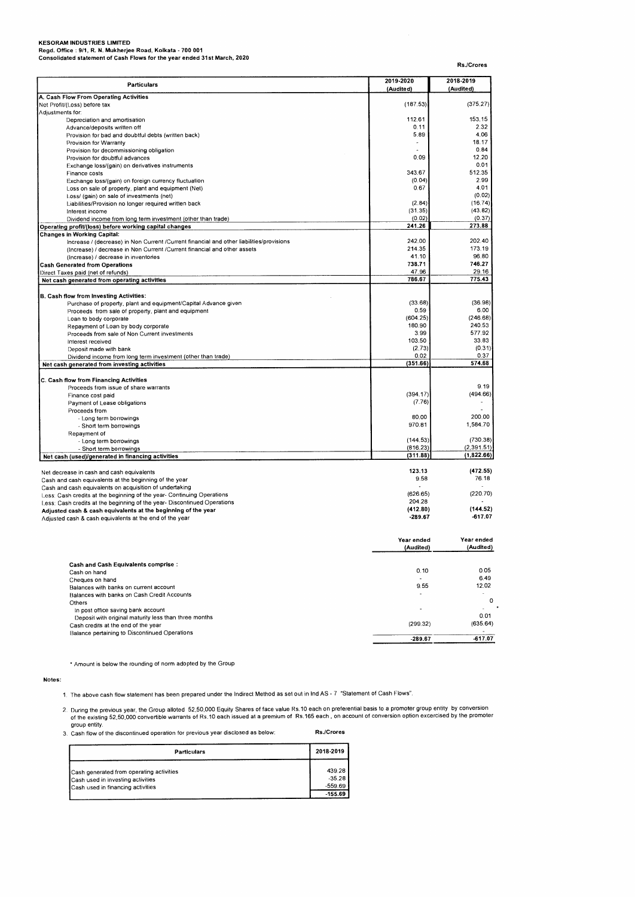**KESORAM INDUSTRIES LIMITED**
**Regd. Office : 9/1, R. N. Mukherjee Road, Kolkata - 700 001**
**Consolidated statement of Cash Flows for the year ended 31st March, 2020**

Rs./Crores

| Particulars | 2019-2020 (Audited) | 2018-2019 (Audited) |
|---|---|---|
| **A. Cash Flow From Operating Activities** | | |
| Net Profit/(Loss) before tax | (187.53) | (375.27) |
| Adjustments for: | | |
| Depreciation and amortisation | 112.61 | 153.15 |
| Advance/deposits written off | 0.11 | 2.32 |
| Provision for bad and doubtful debts (written back) | 5.89 | 4.06 |
| Provision for Warranty | - | 18.17 |
| Provision for decommissioning obligation | - | 0.84 |
| Provision for doubtful advances | 0.09 | 12.20 |
| Exchange loss/(gain) on derivatives instruments | | 0.01 |
| Finance costs | 343.67 | 512.35 |
| Exchange loss/(gain) on foreign currency fluctuation | (0.04) | 2.99 |
| Loss on sale of property, plant and equipment (Net) | 0.67 | 4.01 |
| Loss/ (gain) on sale of investments (net) | | (0.02) |
| Liabilities/Provision no longer required written back | (2.84) | (16.74) |
| Interest income | (31.35) | (43.82) |
| Dividend income from long term investment (other than trade) | (0.02) | (0.37) |
| **Operating profit/(loss) before working capital changes** | **241.26** | **273.88** |
| **Changes in Working Capital:** | | |
| Increase / (decrease) in Non Current /Current financial and other liabilities/provisions | 242.00 | 202.40 |
| (Increase) / decrease in Non Current /Current financial and other assets | 214.35 | 173.19 |
| (Increase) / decrease in inventories | 41.10 | 96.80 |
| **Cash Generated from Operations** | **738.71** | **746.27** |
| Direct Taxes paid (net of refunds) | 47.96 | 29.16 |
| **Net cash generated from operating activities** | **786.67** | **775.43** |
| | | |
| **B. Cash flow from Investing Activities:** | | |
| Purchase of property, plant and equipment/Capital Advance given | (33.68) | (36.98) |
| Proceeds from sale of property, plant and equipment | 0.59 | 6.00 |
| Loan to body corporate | (604.25) | (246.68) |
| Repayment of Loan by body corporate | 180.90 | 240.53 |
| Proceeds from sale of Non Current investments | 3.99 | 577.92 |
| Interest received | 103.50 | 33.83 |
| Deposit made with bank | (2.73) | (0.31) |
| Dividend income from long term investment (other than trade) | 0.02 | 0.37 |
| **Net cash generated from investing activities** | **(351.66)** | **574.68** |
| | | |
| **C. Cash flow from Financing Activities** | | |
| Proceeds from issue of share warrants | | 9.19 |
| Finance cost paid | (394.17) | (494.66) |
| Payment of Lease obligations | (7.76) | - |
| Proceeds from | | - |
| - Long term borrowings | 80.00 | 200.00 |
| - Short term borrowings | 970.81 | 1,584.70 |
| Repayment of | | |
| - Long term borrowings | (144.53) | (730.38) |
| - Short term borrowings | (816.23) | (2,391.51) |
| **Net cash (used)/generated in financing activities** | **(311.88)** | **(1,822.66)** |
| | | |
| Net decrease in cash and cash equivalents | 123.13 | (472.55) |
| Cash and cash equivalents at the beginning of the year | 9.58 | 76.18 |
| Cash and cash equivalents on acquisition of undertaking | - | - |
| Less: Cash credits at the beginning of the year- Continuing Operations | (626.65) | (220.70) |
| Less: Cash credits at the beginning of the year- Discontinued Operations | 204.28 | - |
| **Adjusted cash & cash equivalents at the beginning of the year** | **(412.80)** | **(144.52)** |
| Adjusted cash & cash equivalents at the end of the year | -289.67 | -617.07 |

| | Year ended (Audited) | Year ended (Audited) |
|---|---|---|
| **Cash and Cash Equivalents comprise :** | | |
| Cash on hand | 0.10 | 0.05 |
| Cheques on hand | - | 6.49 |
| Balances with banks on current account | 9.55 | 12.02 |
| Balances with banks on Cash Credit Accounts | - | - |
| Others | | 0 |
| In post office saving bank account | - | - * |
| Deposit with original maturity less than three months | | 0.01 |
| Cash credits at the end of the year | (299.32) | (635.64) |
| Balance pertaining to Discontinued Operations | | - |
| | -289.67 | -617.07 |

\* Amount is below the rounding of norm adopted by the Group

**Notes:**

1. The above cash flow statement has been prepared under the Indirect Method as set out in Ind AS - 7 "Statement of Cash Flows".

2. During the previous year, the Group alloted 52,50,000 Equity Shares of face value Rs.10 each on preferential basis to a promoter group entity by conversion of the existing 52,50,000 convertible warrants of Rs.10 each issued at a premium of Rs.165 each , on account of conversion option excercised by the promoter group entity.

3. Cash flow of the discontinued operation for previous year disclosed as below: Rs./Crores

| Particulars | 2018-2019 |
|---|---|
| Cash generated from operating activities | 439.28 |
| Cash used in investing activities | -35.28 |
| Cash used in financing activities | -559.69 |
| | -155.69 |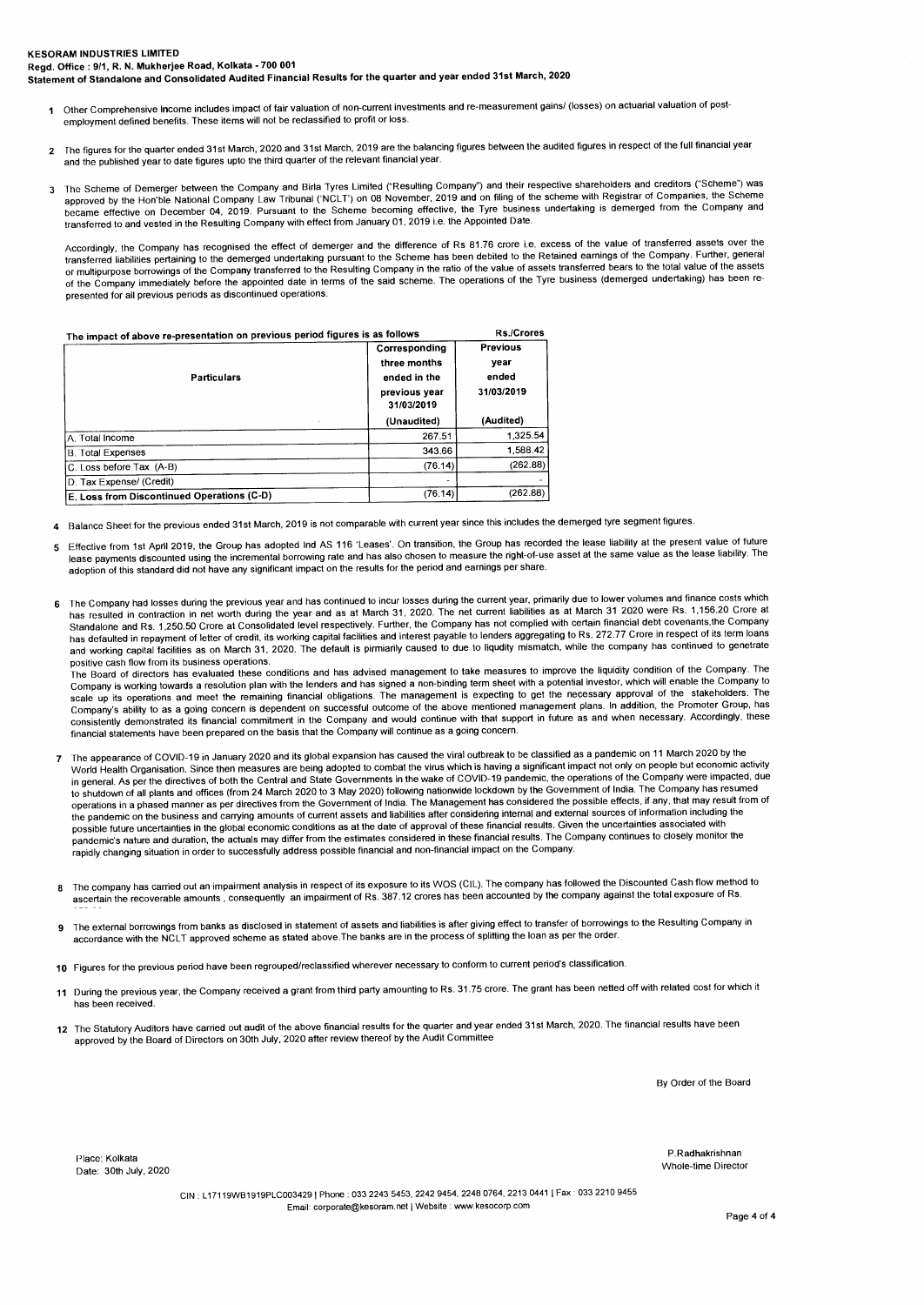**KESORAM INDUSTRIES LIMITED**
**Regd. Office : 9/1, R. N. Mukherjee Road, Kolkata - 700 001**
**Statement of Standalone and Consolidated Audited Financial Results for the quarter and year ended 31st March, 2020**

1. Other Comprehensive Income includes impact of fair valuation of non-current investments and re-measurement gains/ (losses) on actuarial valuation of post-employment defined benefits. These items will not be reclassified to profit or loss.

2. The figures for the quarter ended 31st March, 2020 and 31st March, 2019 are the balancing figures between the audited figures in respect of the full financial year and the published year to date figures upto the third quarter of the relevant financial year.

3. The Scheme of Demerger between the Company and Birla Tyres Limited ("Resulting Company") and their respective shareholders and creditors ("Scheme") was approved by the Hon'ble National Company Law Tribunal ('NCLT') on 08 November, 2019 and on filing of the scheme with Registrar of Companies, the Scheme became effective on December 04, 2019. Pursuant to the Scheme becoming effective, the Tyre business undertaking is demerged from the Company and transferred to and vested in the Resulting Company with effect from January 01, 2019 i.e. the Appointed Date.

   Accordingly, the Company has recognised the effect of demerger and the difference of Rs 81.76 crore i.e. excess of the value of transferred assets over the transferred liabilities pertaining to the demerged undertaking pursuant to the Scheme has been debited to the Retained earnings of the Company. Further, general or multipurpose borrowings of the Company transferred to the Resulting Company in the ratio of the value of assets transferred bears to the total value of the assets of the Company immediately before the appointed date in terms of the said scheme. The operations of the Tyre business (demerged undertaking) has been re-presented for all previous periods as discontinued operations.

The impact of above re-presentation on previous period figures is as follows — Rs./Crores

| Particulars | Corresponding three months ended in the previous year 31/03/2019 | Previous year ended 31/03/2019 |
|---|---|---|
| | (Unaudited) | (Audited) |
| A. Total Income | 267.51 | 1,325.54 |
| B. Total Expenses | 343.66 | 1,588.42 |
| C. Loss before Tax (A-B) | (76.14) | (262.88) |
| D. Tax Expense/ (Credit) | - | - |
| **E. Loss from Discontinued Operations (C-D)** | (76.14) | (262.88) |

4. Balance Sheet for the previous ended 31st March, 2019 is not comparable with current year since this includes the demerged tyre segment figures.

5. Effective from 1st April 2019, the Group has adopted Ind AS 116 'Leases'. On transition, the Group has recorded the lease liability at the present value of future lease payments discounted using the incremental borrowing rate and has also chosen to measure the right-of-use asset at the same value as the lease liability. The adoption of this standard did not have any significant impact on the results for the period and earnings per share.

6. The Company had losses during the previous year and has continued to incur losses during the current year, primarily due to lower volumes and finance costs which has resulted in contraction in net worth during the year and as at March 31, 2020. The net current liabilities as at March 31 2020 were Rs. 1,156.20 Crore at Standalone and Rs. 1,250.50 Crore at Consolidated level respectively. Further, the Company has not complied with certain financial debt covenants,the Company has defaulted in repayment of letter of credit, its working capital facilities and interest payable to lenders aggregating to Rs. 272.77 Crore in respect of its term loans and working capital facilities as on March 31, 2020. The default is pirmiarily caused to due to liqudity mismatch, while the company has continued to genetrate positive cash flow from its business operations.
   The Board of directors has evaluated these conditions and has advised management to take measures to improve the liquidity condition of the Company. The Company is working towards a resolution plan with the lenders and has signed a non-binding term sheet with a potential investor, which will enable the Company to scale up its operations and meet the remaining financial obligations. The management is expecting to get the necessary approval of the stakeholders. The Company's ability to as a going concern is dependent on successful outcome of the above mentioned management plans. In addition, the Promoter Group, has consistently demonstrated its financial commitment in the Company and would continue with that support in future as and when necessary. Accordingly, these financial statements have been prepared on the basis that the Company will continue as a going concern.

7. The appearance of COVID-19 in January 2020 and its global expansion has caused the viral outbreak to be classified as a pandemic on 11 March 2020 by the World Health Organisation. Since then measures are being adopted to combat the virus which is having a significant impact not only on people but economic activity in general. As per the directives of both the Central and State Governments in the wake of COVID-19 pandemic, the operations of the Company were impacted, due to shutdown of all plants and offices (from 24 March 2020 to 3 May 2020) following nationwide lockdown by the Government of India. The Company has resumed operations in a phased manner as per directives from the Government of India. The Management has considered the possible effects, if any, that may result from of the pandemic on the business and carrying amounts of current assets and liabilities after considering internal and external sources of information including the possible future uncertainties in the global economic conditions as at the date of approval of these financial results. Given the uncertainties associated with pandemic's nature and duration, the actuals may differ from the estimates considered in these financial results. The Company continues to closely monitor the rapidly changing situation in order to successfully address possible financial and non-financial impact on the Company.

8. The company has carried out an impairment analysis in respect of its exposure to its WOS (CIL). The company has followed the Discounted Cash flow method to ascertain the recoverable amounts , consequently an impairment of Rs. 387.12 crores has been accounted by the company against the total exposure of Rs.

9. The external borrowings from banks as disclosed in statement of assets and liabilities is after giving effect to transfer of borrowings to the Resulting Company in accordance with the NCLT approved scheme as stated above.The banks are in the process of splitting the loan as per the order.

10. Figures for the previous period have been regrouped/reclassified wherever necessary to conform to current period's classification.

11. During the previous year, the Company received a grant from third party amounting to Rs. 31.75 crore. The grant has been netted off with related cost for which it has been received.

12. The Statutory Auditors have carried out audit of the above financial results for the quarter and year ended 31st March, 2020. The financial results have been approved by the Board of Directors on 30th July, 2020 after review thereof by the Audit Committee

By Order of the Board

Place: Kolkata
Date: 30th July, 2020

P.Radhakrishnan
Whole-time Director

CIN : L17119WB1919PLC003429 | Phone : 033 2243 5453, 2242 9454, 2248 0764, 2213 0441 | Fax : 033 2210 9455
Email: corporate@kesoram.net | Website : www.kesocorp.com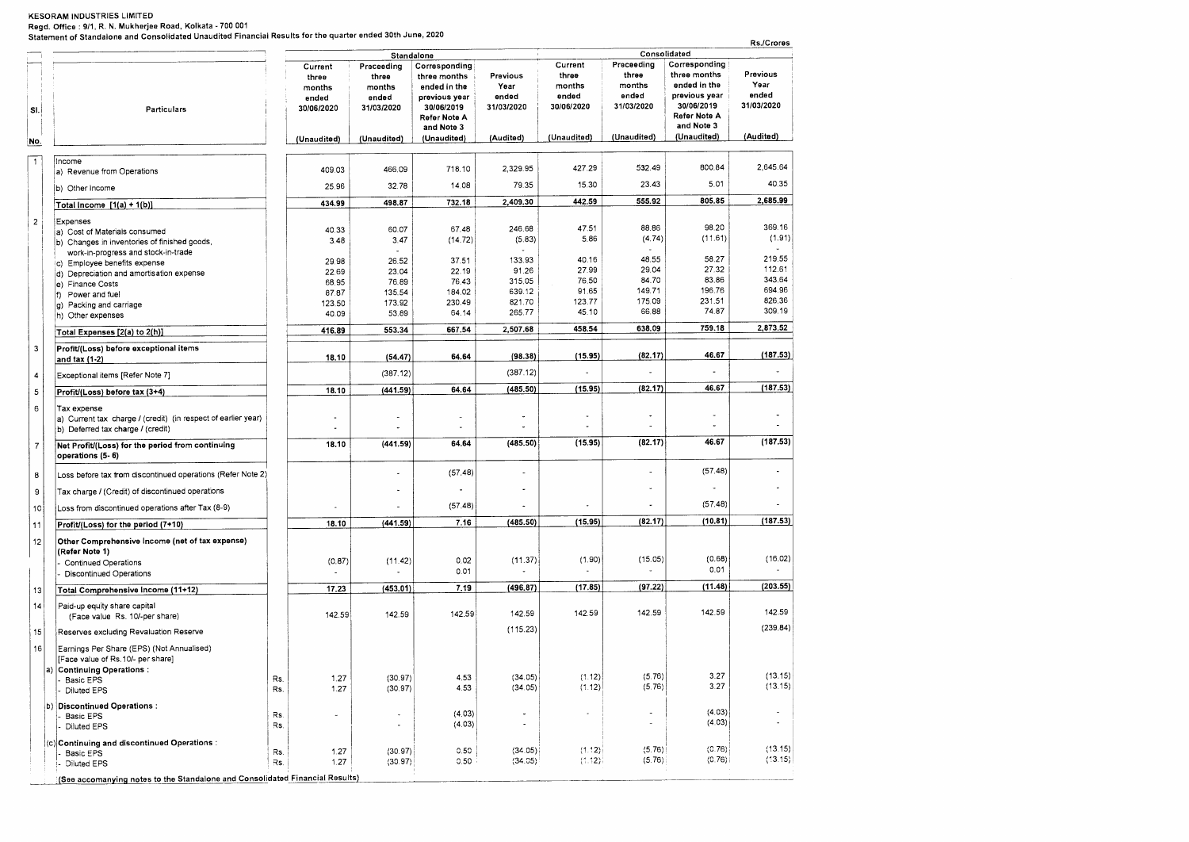**KESORAM INDUSTRIES LIMITED**
**Regd. Office : 9/1, R. N. Mukherjee Road, Kolkata - 700 001**
**Statement of Standalone and Consolidated Unaudited Financial Results for the quarter ended 30th June, 2020**

Rs./Crores

| Sl. No. | Particulars | | Standalone | | | | Consolidated | | | |
|---|---|---|---|---|---|---|---|---|---|---|
| | | | Current three months ended 30/06/2020 | Preceeding three months ended 31/03/2020 | Corresponding three months ended in the previous year 30/06/2019 Refer Note A and Note 3 | Previous Year ended 31/03/2020 | Current three months ended 30/06/2020 | Preceeding three months ended 31/03/2020 | Corresponding three months ended in the previous year 30/06/2019 Refer Note A and Note 3 | Previous Year ended 31/03/2020 |
| | | | (Unaudited) | (Unaudited) | (Unaudited) | (Audited) | (Unaudited) | (Unaudited) | (Unaudited) | (Audited) |
| 1 | Income | | | | | | | | | |
| | a) Revenue from Operations | | 409.03 | 466.09 | 718.10 | 2,329.95 | 427.29 | 532.49 | 800.84 | 2,645.64 |
| | b) Other Income | | 25.96 | 32.78 | 14.08 | 79.35 | 15.30 | 23.43 | 5.01 | 40.35 |
| | **Total Income [1(a) + 1(b)]** | | **434.99** | **498.87** | **732.18** | **2,409.30** | **442.59** | **555.92** | **805.85** | **2,685.99** |
| 2 | Expenses | | | | | | | | | |
| | a) Cost of Materials consumed | | 40.33 | 60.07 | 67.48 | 246.68 | 47.51 | 88.86 | 98.20 | 369.16 |
| | b) Changes in inventories of finished goods, work-in-progress and stock-in-trade | | 3.48 | 3.47 | (14.72) | (5.83) | 5.86 | (4.74) | (11.61) | (1.91) |
| | c) Employee benefits expense | | 29.98 | 26.52 | 37.51 | 133.93 | 40.16 | 48.55 | 58.27 | 219.55 |
| | d) Depreciation and amortisation expense | | 22.69 | 23.04 | 22.19 | 91.26 | 27.99 | 29.04 | 27.32 | 112.61 |
| | e) Finance Costs | | 68.95 | 76.89 | 76.43 | 315.05 | 76.50 | 84.70 | 83.86 | 343.64 |
| | f) Power and fuel | | 87.87 | 135.54 | 184.02 | 639.12 | 91.65 | 149.71 | 196.76 | 694.96 |
| | g) Packing and carriage | | 123.50 | 173.92 | 230.49 | 821.70 | 123.77 | 175.09 | 231.51 | 826.36 |
| | h) Other expenses | | 40.09 | 53.89 | 64.14 | 265.77 | 45.10 | 66.88 | 74.87 | 309.19 |
| | **Total Expenses [2(a) to 2(h)]** | | **416.89** | **553.34** | **667.54** | **2,507.68** | **458.54** | **638.09** | **759.18** | **2,873.52** |
| 3 | **Profit/(Loss) before exceptional items and tax (1-2)** | | **18.10** | **(54.47)** | **64.64** | **(98.38)** | **(15.95)** | **(82.17)** | **46.67** | **(187.53)** |
| 4 | Exceptional items [Refer Note 7] | | | (387.12) | | (387.12) | - | - | - | - |
| 5 | **Profit/(Loss) before tax (3+4)** | | **18.10** | **(441.59)** | **64.64** | **(485.50)** | **(15.95)** | **(82.17)** | **46.67** | **(187.53)** |
| 6 | Tax expense | | | | | | | | | |
| | a) Current tax charge / (credit) (in respect of earlier year) | | - | - | - | - | - | - | - | - |
| | b) Deferred tax charge / (credit) | | - | - | - | - | - | - | - | - |
| 7 | **Net Profit/(Loss) for the period from continuing operations (5- 6)** | | **18.10** | **(441.59)** | **64.64** | **(485.50)** | **(15.95)** | **(82.17)** | **46.67** | **(187.53)** |
| 8 | Loss before tax from discontinued operations (Refer Note 2) | | | - | (57.48) | - | | - | (57.48) | - |
| 9 | Tax charge / (Credit) of discontinued operations | | | - | - | - | | - | - | - |
| 10 | Loss from discontinued operations after Tax (8-9) | | - | - | (57.48) | - | - | - | (57.48) | - |
| 11 | **Profit/(Loss) for the period (7+10)** | | **18.10** | **(441.59)** | **7.16** | **(485.50)** | **(15.95)** | **(82.17)** | **(10.81)** | **(187.53)** |
| 12 | **Other Comprehensive Income (net of tax expense) (Refer Note 1)** | | | | | | | | | |
| | - Continued Operations | | (0.87) | (11.42) | 0.02 | (11.37) | (1.90) | (15.05) | (0.68) | (16.02) |
| | - Discontinued Operations | | - | - | 0.01 | - | - | - | 0.01 | - |
| 13 | **Total Comprehensive Income (11+12)** | | **17.23** | **(453.01)** | **7.19** | **(496.87)** | **(17.85)** | **(97.22)** | **(11.48)** | **(203.55)** |
| 14 | Paid-up equity share capital (Face value Rs. 10/-per share) | | 142.59 | 142.59 | 142.59 | 142.59 | 142.59 | 142.59 | 142.59 | 142.59 |
| 15 | Reserves excluding Revaluation Reserve | | | | | (115.23) | | | | (239.84) |
| 16 | Earnings Per Share (EPS) (Not Annualised) [Face value of Rs.10/- per share] | | | | | | | | | |
| | a) **Continuing Operations :** | | | | | | | | | |
| | - Basic EPS | Rs. | 1.27 | (30.97) | 4.53 | (34.05) | (1.12) | (5.76) | 3.27 | (13.15) |
| | - Diluted EPS | Rs. | 1.27 | (30.97) | 4.53 | (34.05) | (1.12) | (5.76) | 3.27 | (13.15) |
| | b) **Discontinued Operations :** | | | | | | | | | |
| | - Basic EPS | Rs. | - | - | (4.03) | - | - | - | (4.03) | - |
| | - Diluted EPS | Rs. | | - | (4.03) | - | | - | (4.03) | - |
| | (c) **Continuing and discontinued Operations :** | | | | | | | | | |
| | - Basic EPS | Rs. | 1.27 | (30.97) | 0.50 | (34.05) | (1.12) | (5.76) | (0.76) | (13.15) |
| | - Diluted EPS | Rs. | 1.27 | (30.97) | 0.50 | (34.05) | (1.12) | (5.76) | (0.76) | (13.15) |

(See accomanying notes to the Standalone and Consolidated Financial Results)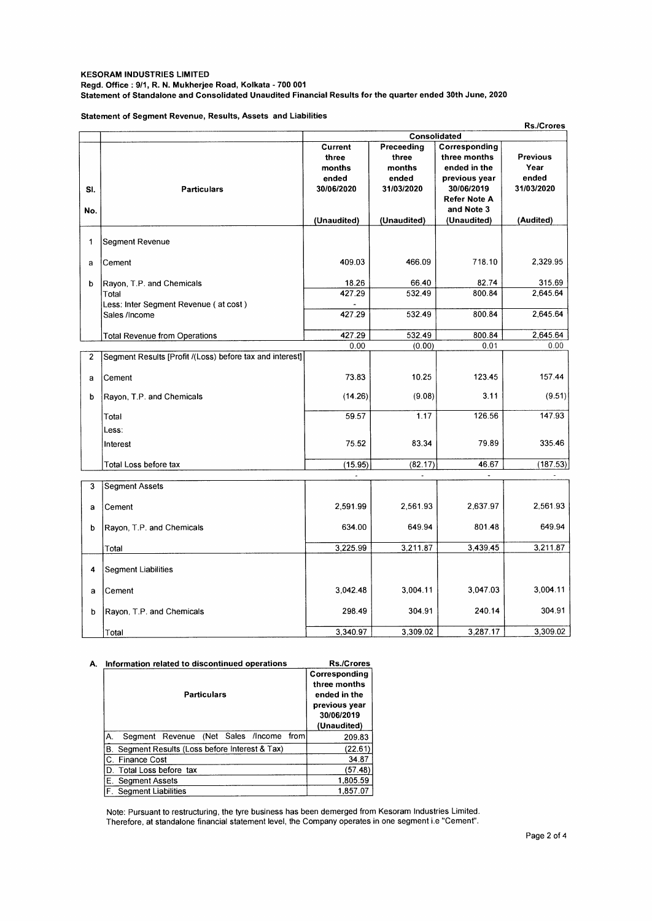**KESORAM INDUSTRIES LIMITED**
**Regd. Office : 9/1, R. N. Mukherjee Road, Kolkata - 700 001**
**Statement of Standalone and Consolidated Unaudited Financial Results for the quarter ended 30th June, 2020**

**Statement of Segment Revenue, Results, Assets and Liabilities**

Rs./Crores

| Sl. No. | Particulars | Consolidated | | | |
|---|---|---|---|---|---|
| | | Current three months ended 30/06/2020 (Unaudited) | Preceeding three months ended 31/03/2020 (Unaudited) | Corresponding three months ended in the previous year 30/06/2019 Refer Note A and Note 3 (Unaudited) | Previous Year ended 31/03/2020 (Audited) |
| 1 | Segment Revenue | | | | |
| a | Cement | 409.03 | 466.09 | 718.10 | 2,329.95 |
| b | Rayon, T.P. and Chemicals | 18.26 | 66.40 | 82.74 | 315.69 |
| | Total | 427.29 | 532.49 | 800.84 | 2,645.64 |
| | Less: Inter Segment Revenue ( at cost ) | - | | | |
| | Sales /Income | 427.29 | 532.49 | 800.84 | 2,645.64 |
| | Total Revenue from Operations | 427.29 | 532.49 | 800.84 | 2,645.64 |
| | | 0.00 | (0.00) | 0.01 | 0.00 |
| 2 | Segment Results [Profit /(Loss) before tax and interest] | | | | |
| a | Cement | 73.83 | 10.25 | 123.45 | 157.44 |
| b | Rayon, T.P. and Chemicals | (14.26) | (9.08) | 3.11 | (9.51) |
| | Total | 59.57 | 1.17 | 126.56 | 147.93 |
| | Less: | | | | |
| | Interest | 75.52 | 83.34 | 79.89 | 335.46 |
| | Total Loss before tax | (15.95) | (82.17) | 46.67 | (187.53) |
| | | - | - | - | - |
| 3 | Segment Assets | | | | |
| a | Cement | 2,591.99 | 2,561.93 | 2,637.97 | 2,561.93 |
| b | Rayon, T.P. and Chemicals | 634.00 | 649.94 | 801.48 | 649.94 |
| | Total | 3,225.99 | 3,211.87 | 3,439.45 | 3,211.87 |
| 4 | Segment Liabilities | | | | |
| a | Cement | 3,042.48 | 3,004.11 | 3,047.03 | 3,004.11 |
| b | Rayon, T.P. and Chemicals | 298.49 | 304.91 | 240.14 | 304.91 |
| | Total | 3,340.97 | 3,309.02 | 3,287.17 | 3,309.02 |

**A. Information related to discontinued operations** Rs./Crores

| Particulars | Corresponding three months ended in the previous year 30/06/2019 (Unaudited) |
|---|---|
| A. Segment Revenue (Net Sales /Income from | 209.83 |
| B. Segment Results (Loss before Interest & Tax) | (22.61) |
| C. Finance Cost | 34.87 |
| D. Total Loss before tax | (57.48) |
| E. Segment Assets | 1,805.59 |
| F. Segment Liabilities | 1,857.07 |

Note: Pursuant to restructuring, the tyre business has been demerged from Kesoram Industries Limited. Therefore, at standalone financial statement level, the Company operates in one segment i.e "Cement".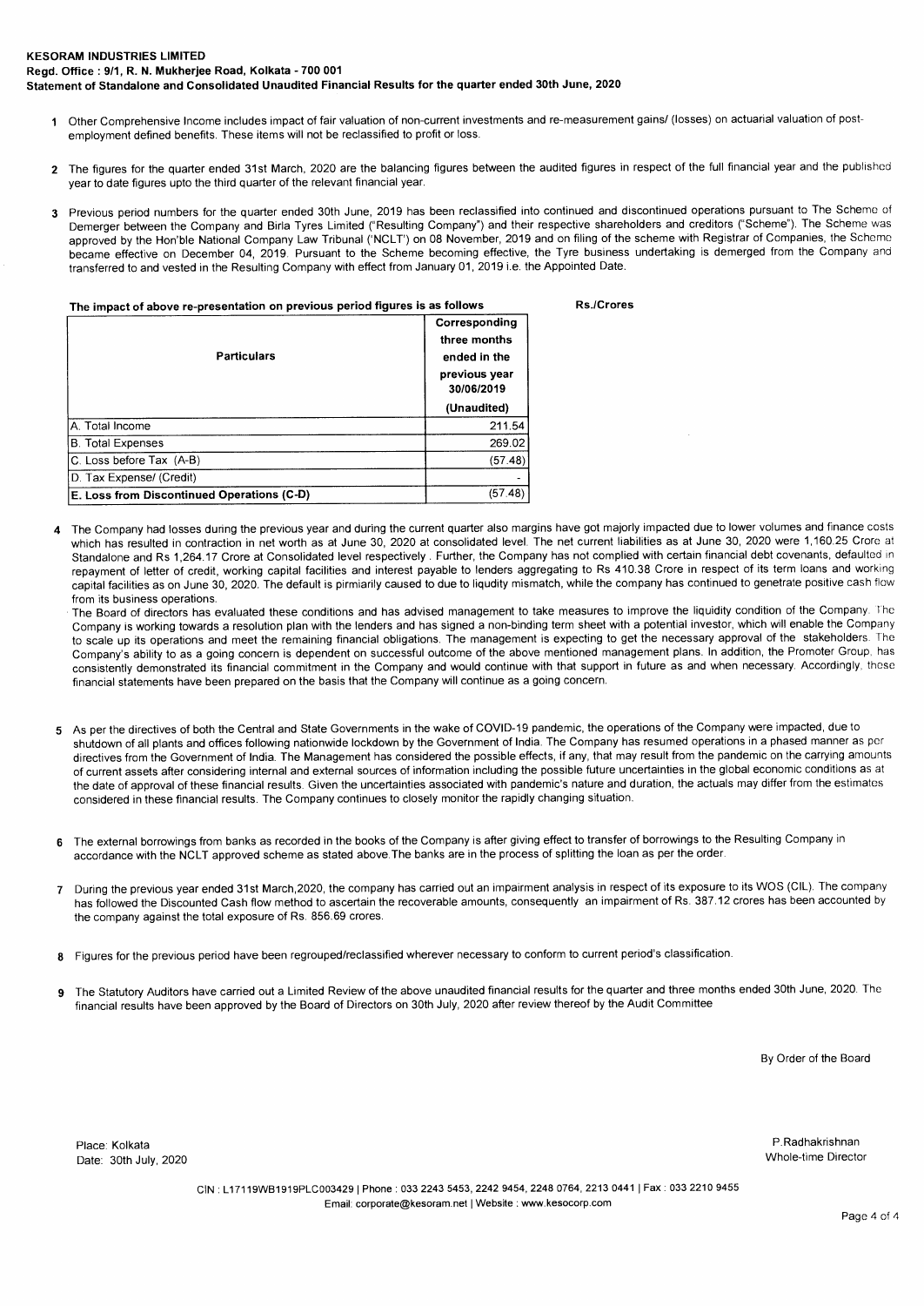**KESORAM INDUSTRIES LIMITED**
**Regd. Office : 9/1, R. N. Mukherjee Road, Kolkata - 700 001**
**Statement of Standalone and Consolidated Unaudited Financial Results for the quarter ended 30th June, 2020**

1 Other Comprehensive Income includes impact of fair valuation of non-current investments and re-measurement gains/ (losses) on actuarial valuation of post-employment defined benefits. These items will not be reclassified to profit or loss.

2 The figures for the quarter ended 31st March, 2020 are the balancing figures between the audited figures in respect of the full financial year and the published year to date figures upto the third quarter of the relevant financial year.

3 Previous period numbers for the quarter ended 30th June, 2019 has been reclassified into continued and discontinued operations pursuant to The Scheme of Demerger between the Company and Birla Tyres Limited ("Resulting Company") and their respective shareholders and creditors ("Scheme"). The Scheme was approved by the Hon'ble National Company Law Tribunal ('NCLT') on 08 November, 2019 and on filing of the scheme with Registrar of Companies, the Scheme became effective on December 04, 2019. Pursuant to the Scheme becoming effective, the Tyre business undertaking is demerged from the Company and transferred to and vested in the Resulting Company with effect from January 01, 2019 i.e. the Appointed Date.

**The impact of above re-presentation on previous period figures is as follows** Rs./Crores

| Particulars | Corresponding three months ended in the previous year 30/06/2019 (Unaudited) |
|---|---|
| A. Total Income | 211.54 |
| B. Total Expenses | 269.02 |
| C. Loss before Tax (A-B) | (57.48) |
| D. Tax Expense/ (Credit) | - |
| **E. Loss from Discontinued Operations (C-D)** | (57.48) |

4 The Company had losses during the previous year and during the current quarter also margins have got majorly impacted due to lower volumes and finance costs which has resulted in contraction in net worth as at June 30, 2020 at consolidated level. The net current liabilities as at June 30, 2020 were 1,160.25 Crore at Standalone and Rs 1,264.17 Crore at Consolidated level respectively . Further, the Company has not complied with certain financial debt covenants, defaulted in repayment of letter of credit, working capital facilities and interest payable to lenders aggregating to Rs 410.38 Crore in respect of its term loans and working capital facilities as on June 30, 2020. The default is pirmiarily caused to due to liqudity mismatch, while the company has continued to genetrate positive cash flow from its business operations.
The Board of directors has evaluated these conditions and has advised management to take measures to improve the liquidity condition of the Company. The Company is working towards a resolution plan with the lenders and has signed a non-binding term sheet with a potential investor, which will enable the Company to scale up its operations and meet the remaining financial obligations. The management is expecting to get the necessary approval of the stakeholders. The Company's ability to as a going concern is dependent on successful outcome of the above mentioned management plans. In addition, the Promoter Group, has consistently demonstrated its financial commitment in the Company and would continue with that support in future as and when necessary. Accordingly, these financial statements have been prepared on the basis that the Company will continue as a going concern.

5 As per the directives of both the Central and State Governments in the wake of COVID-19 pandemic, the operations of the Company were impacted, due to shutdown of all plants and offices following nationwide lockdown by the Government of India. The Company has resumed operations in a phased manner as per directives from the Government of India. The Management has considered the possible effects, if any, that may result from the pandemic on the carrying amounts of current assets after considering internal and external sources of information including the possible future uncertainties in the global economic conditions as at the date of approval of these financial results. Given the uncertainties associated with pandemic's nature and duration, the actuals may differ from the estimates considered in these financial results. The Company continues to closely monitor the rapidly changing situation.

6 The external borrowings from banks as recorded in the books of the Company is after giving effect to transfer of borrowings to the Resulting Company in accordance with the NCLT approved scheme as stated above.The banks are in the process of splitting the loan as per the order.

7 During the previous year ended 31st March,2020, the company has carried out an impairment analysis in respect of its exposure to its WOS (CIL). The company has followed the Discounted Cash flow method to ascertain the recoverable amounts, consequently an impairment of Rs. 387.12 crores has been accounted by the company against the total exposure of Rs. 856.69 crores.

8 Figures for the previous period have been regrouped/reclassified wherever necessary to conform to current period's classification.

9 The Statutory Auditors have carried out a Limited Review of the above unaudited financial results for the quarter and three months ended 30th June, 2020. The financial results have been approved by the Board of Directors on 30th July, 2020 after review thereof by the Audit Committee

By Order of the Board

Place: Kolkata
Date: 30th July, 2020

P.Radhakrishnan
Whole-time Director

CIN : L17119WB1919PLC003429 | Phone : 033 2243 5453, 2242 9454, 2248 0764, 2213 0441 | Fax : 033 2210 9455
Email: corporate@kesoram.net | Website : www.kesocorp.com